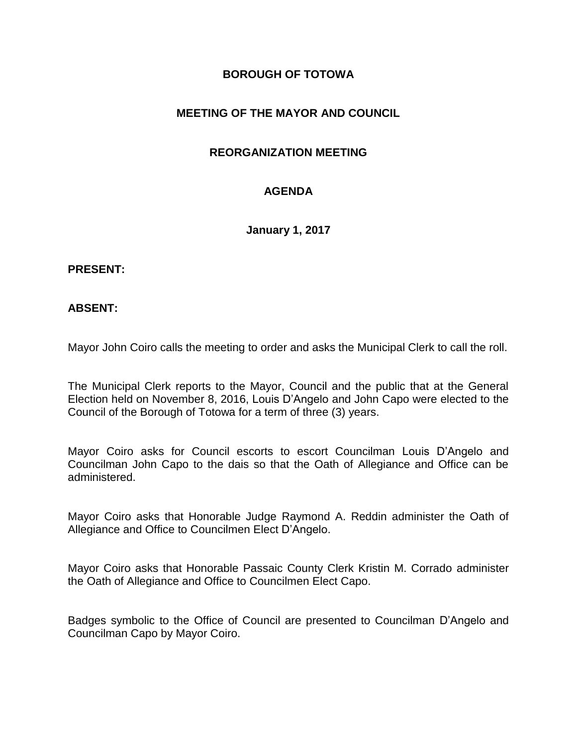# BOROUGH OF TOTOWA

## MEETING OF THE MAYOR AND COUNCIL

## REORGANIZATION MEETING

## AGENDA

**January 1, 2017**

**PRESENT:**

**ABSENT:**

Mayor John Coiro calls the meeting to order and asks the Municipal Clerk to call the roll.

The Municipal Clerk reports to the Mayor, Council and the public that at the General Election held on November 8, 2016, Louis D'Angelo and John Capo were elected to the Council of the Borough of Totowa for a term of three (3) years.

Mayor Coiro asks for Council escorts to escort Councilman Louis D'Angelo and Councilman John Capo to the dais so that the Oath of Allegiance and Office can be administered.

Mayor Coiro asks that Honorable Judge Raymond A. Reddin administer the Oath of Allegiance and Office to Councilmen Elect D'Angelo.

Mayor Coiro asks that Honorable Passaic County Clerk Kristin M. Corrado administer the Oath of Allegiance and Office to Councilmen Elect Capo.

Badges symbolic to the Office of Council are presented to Councilman D'Angelo and Councilman Capo by Mayor Coiro.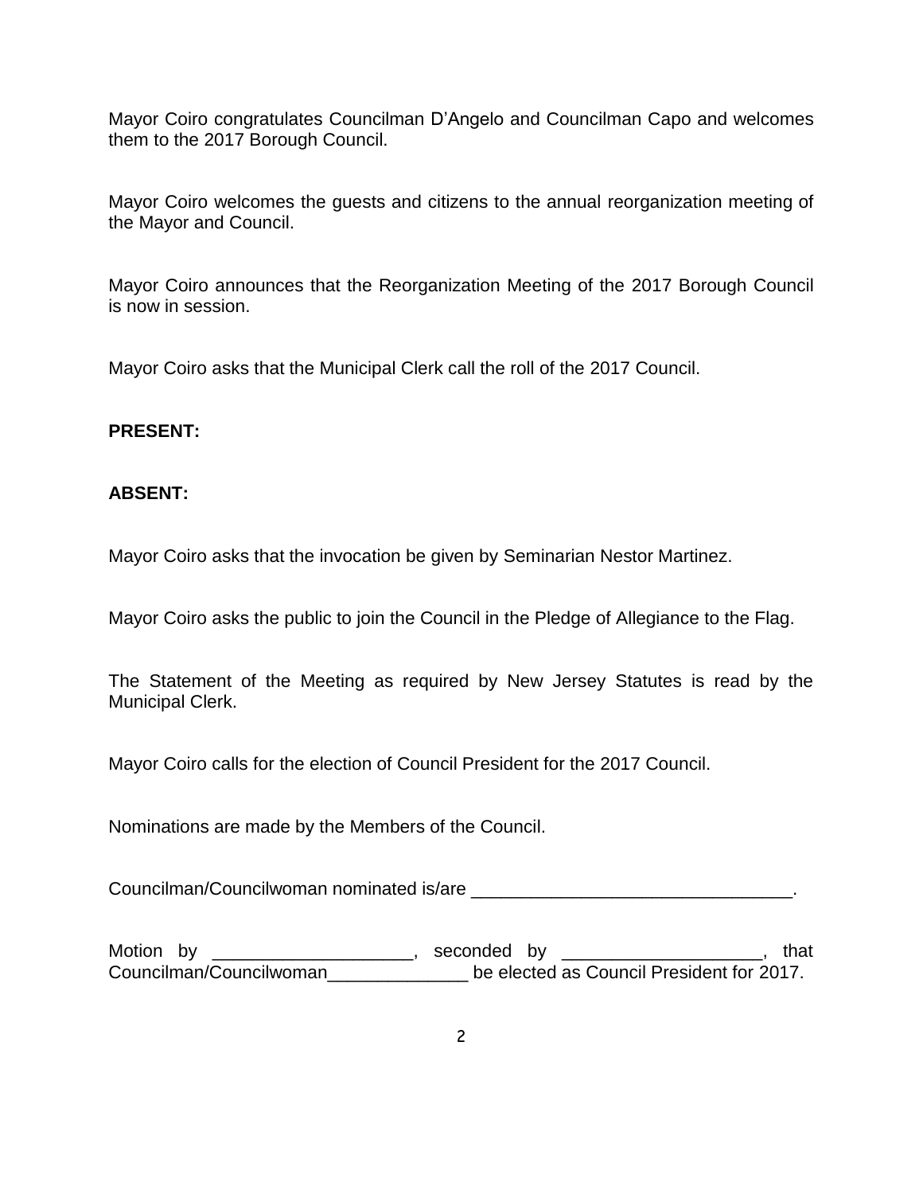Mayor Coiro congratulates Councilman D'Angelo and Councilman Capo and welcomes them to the 2017 Borough Council.

Mayor Coiro welcomes the guests and citizens to the annual reorganization meeting of the Mayor and Council.

Mayor Coiro announces that the Reorganization Meeting of the 2017 Borough Council is now in session.

Mayor Coiro asks that the Municipal Clerk call the roll of the 2017 Council.

**PRESENT:**

**ABSENT:**

Mayor Coiro asks that the invocation be given by Seminarian Nestor Martinez.

Mayor Coiro asks the public to join the Council in the Pledge of Allegiance to the Flag.

The Statement of the Meeting as required by New Jersey Statutes is read by the Municipal Clerk.

Mayor Coiro calls for the election of Council President for the 2017 Council.

Nominations are made by the Members of the Council.

Councilman/Councilwoman nominated is/are ________________________________.

Motion by ____________________, seconded by ____________________, that Councilman/Councilwoman______________ be elected as Council President for 2017.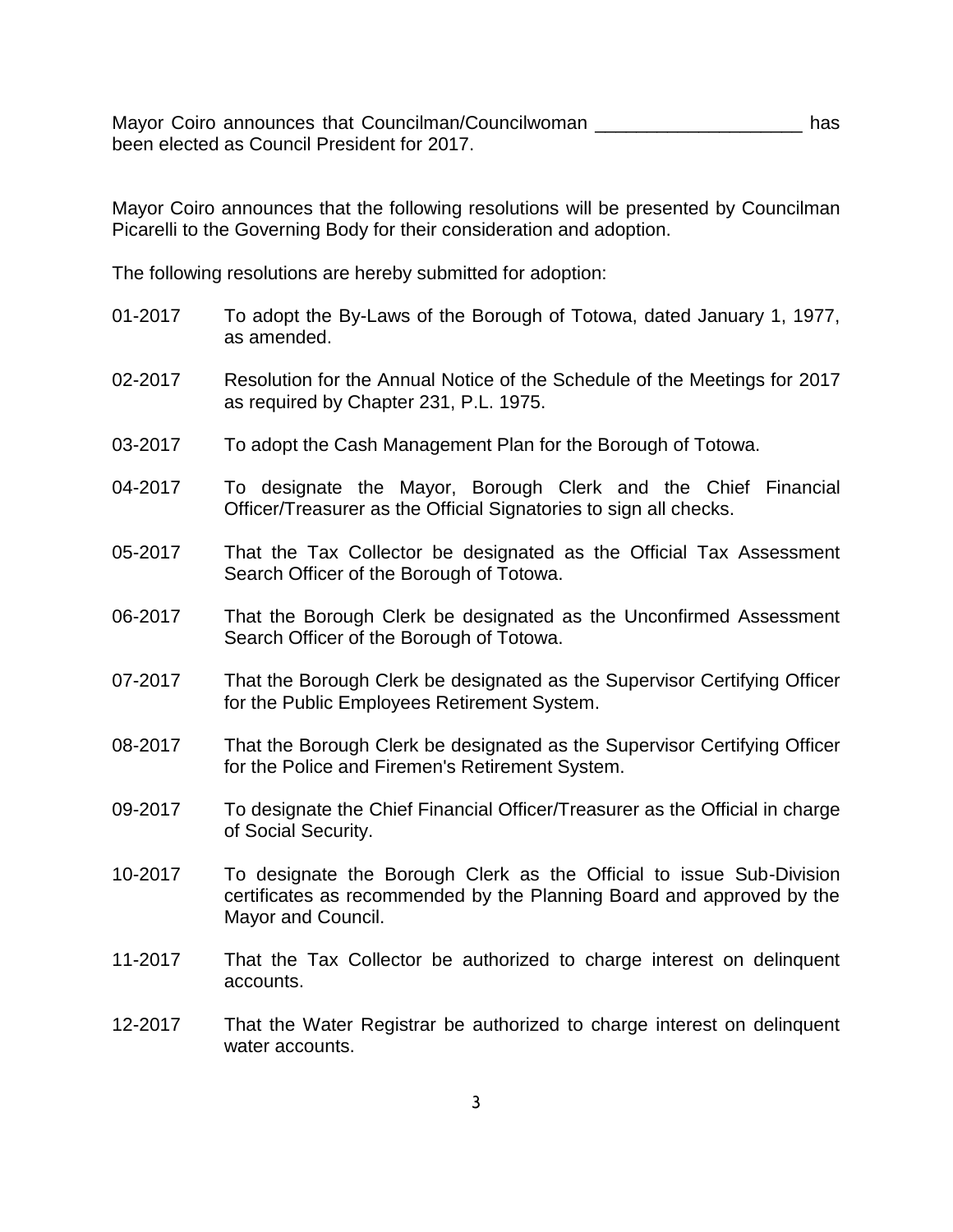Mayor Coiro announces that Councilman/Councilwoman ____________________ has been elected as Council President for 2017.

Mayor Coiro announces that the following resolutions will be presented by Councilman Picarelli to the Governing Body for their consideration and adoption.

The following resolutions are hereby submitted for adoption:

01-2017 To adopt the By-Laws of the Borough of Totowa, dated January 1, 1977, as amended.

02-2017 Resolution for the Annual Notice of the Schedule of the Meetings for 2017 as required by Chapter 231, P.L. 1975.

03-2017 To adopt the Cash Management Plan for the Borough of Totowa.

04-2017 To designate the Mayor, Borough Clerk and the Chief Financial Officer/Treasurer as the Official Signatories to sign all checks.

05-2017 That the Tax Collector be designated as the Official Tax Assessment Search Officer of the Borough of Totowa.

06-2017 That the Borough Clerk be designated as the Unconfirmed Assessment Search Officer of the Borough of Totowa.

07-2017 That the Borough Clerk be designated as the Supervisor Certifying Officer for the Public Employees Retirement System.

08-2017 That the Borough Clerk be designated as the Supervisor Certifying Officer for the Police and Firemen's Retirement System.

09-2017 To designate the Chief Financial Officer/Treasurer as the Official in charge of Social Security.

10-2017 To designate the Borough Clerk as the Official to issue Sub-Division certificates as recommended by the Planning Board and approved by the Mayor and Council.

11-2017 That the Tax Collector be authorized to charge interest on delinquent accounts.

12-2017 That the Water Registrar be authorized to charge interest on delinquent water accounts.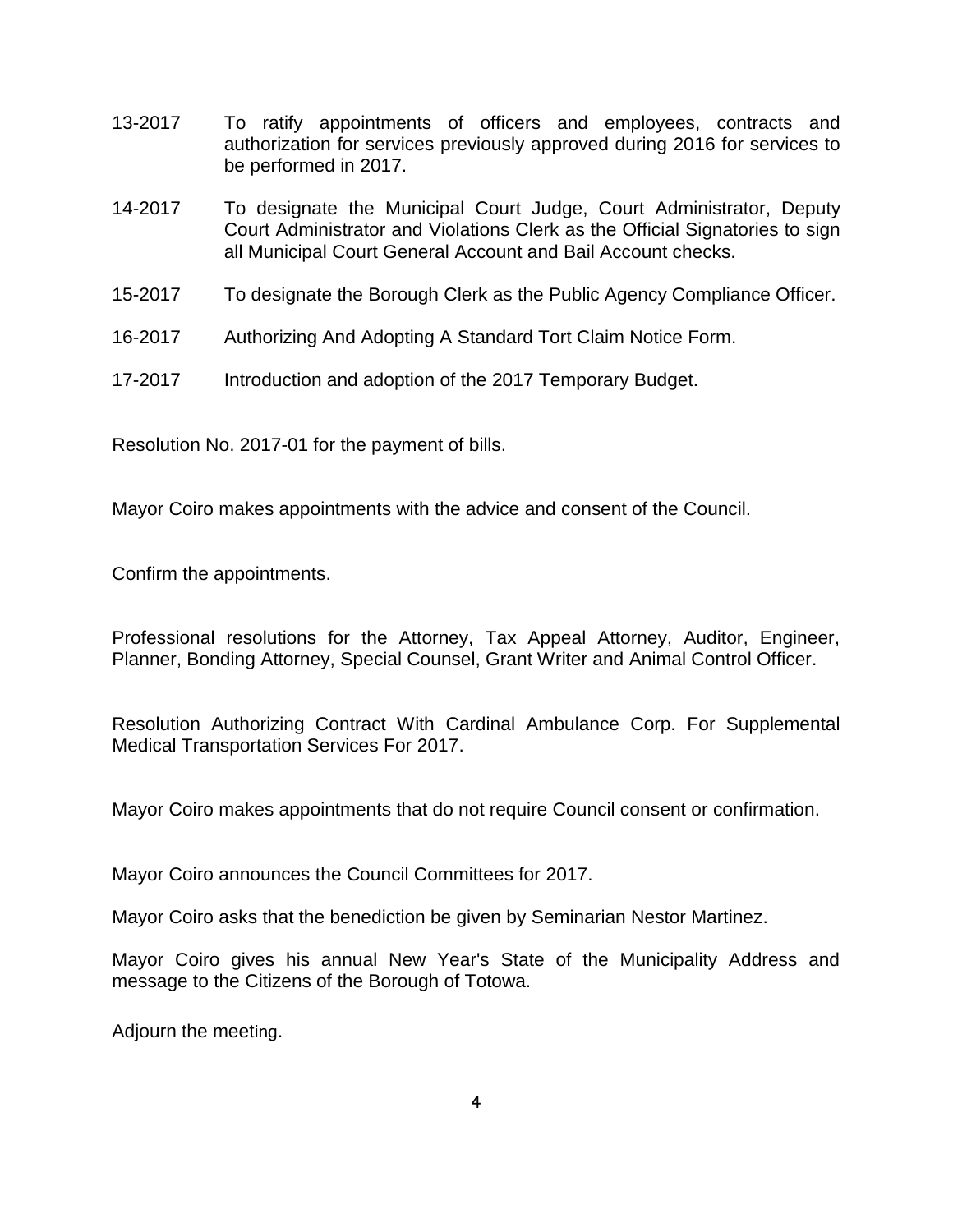13-2017 To ratify appointments of officers and employees, contracts and authorization for services previously approved during 2016 for services to be performed in 2017.

14-2017 To designate the Municipal Court Judge, Court Administrator, Deputy Court Administrator and Violations Clerk as the Official Signatories to sign all Municipal Court General Account and Bail Account checks.

15-2017 To designate the Borough Clerk as the Public Agency Compliance Officer.

16-2017 Authorizing And Adopting A Standard Tort Claim Notice Form.

17-2017 Introduction and adoption of the 2017 Temporary Budget.

Resolution No. 2017-01 for the payment of bills.

Mayor Coiro makes appointments with the advice and consent of the Council.

Confirm the appointments.

Professional resolutions for the Attorney, Tax Appeal Attorney, Auditor, Engineer, Planner, Bonding Attorney, Special Counsel, Grant Writer and Animal Control Officer.

Resolution Authorizing Contract With Cardinal Ambulance Corp. For Supplemental Medical Transportation Services For 2017.

Mayor Coiro makes appointments that do not require Council consent or confirmation.

Mayor Coiro announces the Council Committees for 2017.

Mayor Coiro asks that the benediction be given by Seminarian Nestor Martinez.

Mayor Coiro gives his annual New Year's State of the Municipality Address and message to the Citizens of the Borough of Totowa.

Adjourn the meeting.